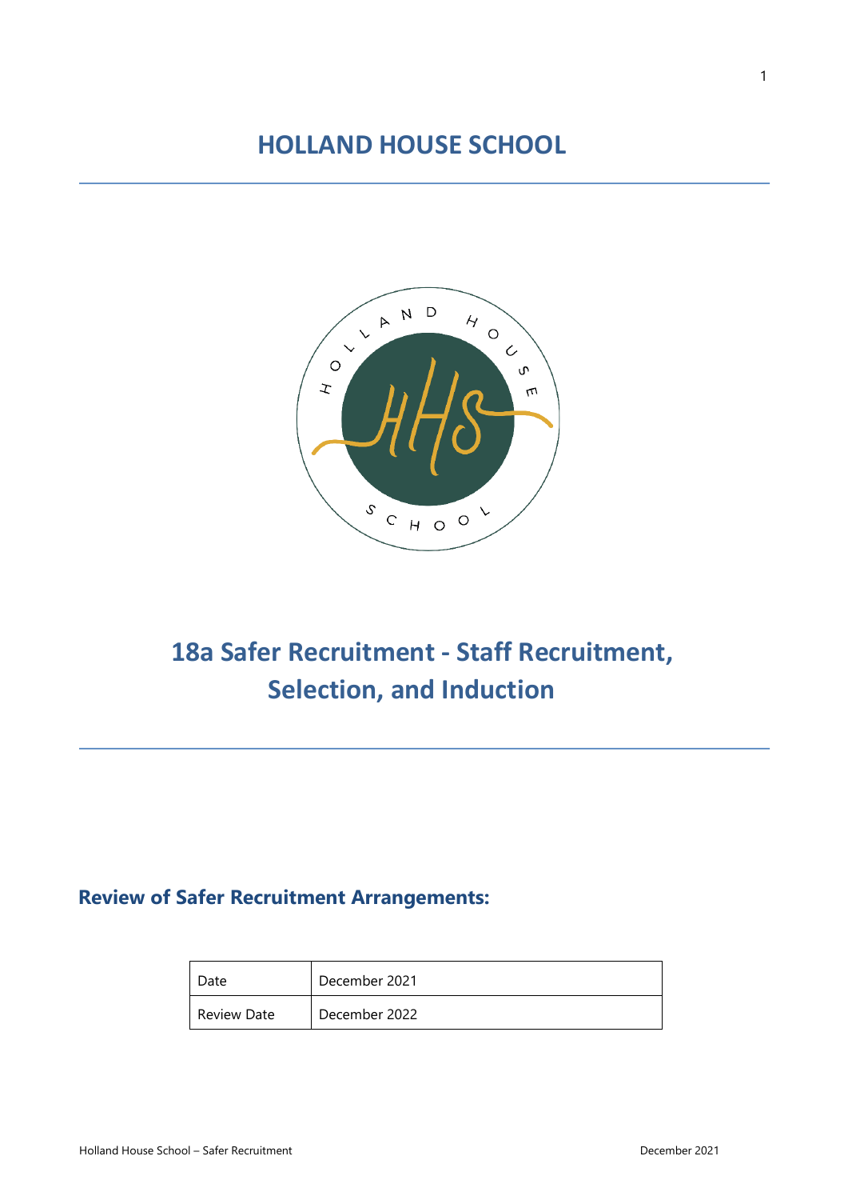# HOLLAND HOUSE SCHOOL

# 18a Safer Recruitment - Staff Recruitment, Selection, and Induction

## Review of Safer Recruitment Arrangements:

| Date | December 2021 |
|---|---|
| Review Date | December 2022 |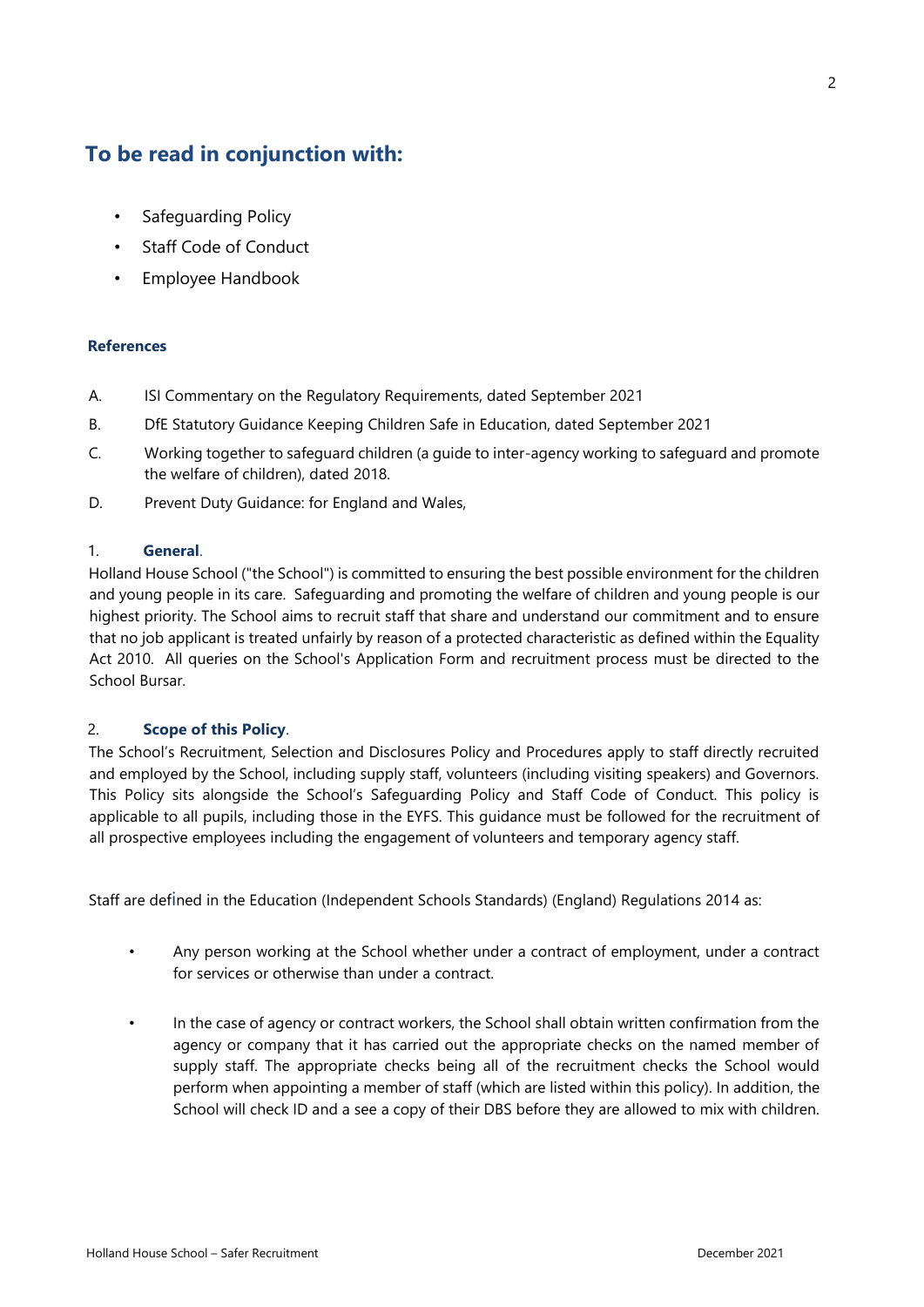## To be read in conjunction with:

- Safeguarding Policy
- Staff Code of Conduct
- Employee Handbook

**References**

A. ISI Commentary on the Regulatory Requirements, dated September 2021

B. DfE Statutory Guidance Keeping Children Safe in Education, dated September 2021

C. Working together to safeguard children (a guide to inter-agency working to safeguard and promote the welfare of children), dated 2018.

D. Prevent Duty Guidance: for England and Wales,

1. **General**.

Holland House School ("the School") is committed to ensuring the best possible environment for the children and young people in its care. Safeguarding and promoting the welfare of children and young people is our highest priority. The School aims to recruit staff that share and understand our commitment and to ensure that no job applicant is treated unfairly by reason of a protected characteristic as defined within the Equality Act 2010. All queries on the School's Application Form and recruitment process must be directed to the School Bursar.

2. **Scope of this Policy**.

The School's Recruitment, Selection and Disclosures Policy and Procedures apply to staff directly recruited and employed by the School, including supply staff, volunteers (including visiting speakers) and Governors. This Policy sits alongside the School's Safeguarding Policy and Staff Code of Conduct. This policy is applicable to all pupils, including those in the EYFS. This guidance must be followed for the recruitment of all prospective employees including the engagement of volunteers and temporary agency staff.

Staff are defined in the Education (Independent Schools Standards) (England) Regulations 2014 as:

- Any person working at the School whether under a contract of employment, under a contract for services or otherwise than under a contract.
- In the case of agency or contract workers, the School shall obtain written confirmation from the agency or company that it has carried out the appropriate checks on the named member of supply staff. The appropriate checks being all of the recruitment checks the School would perform when appointing a member of staff (which are listed within this policy). In addition, the School will check ID and a see a copy of their DBS before they are allowed to mix with children.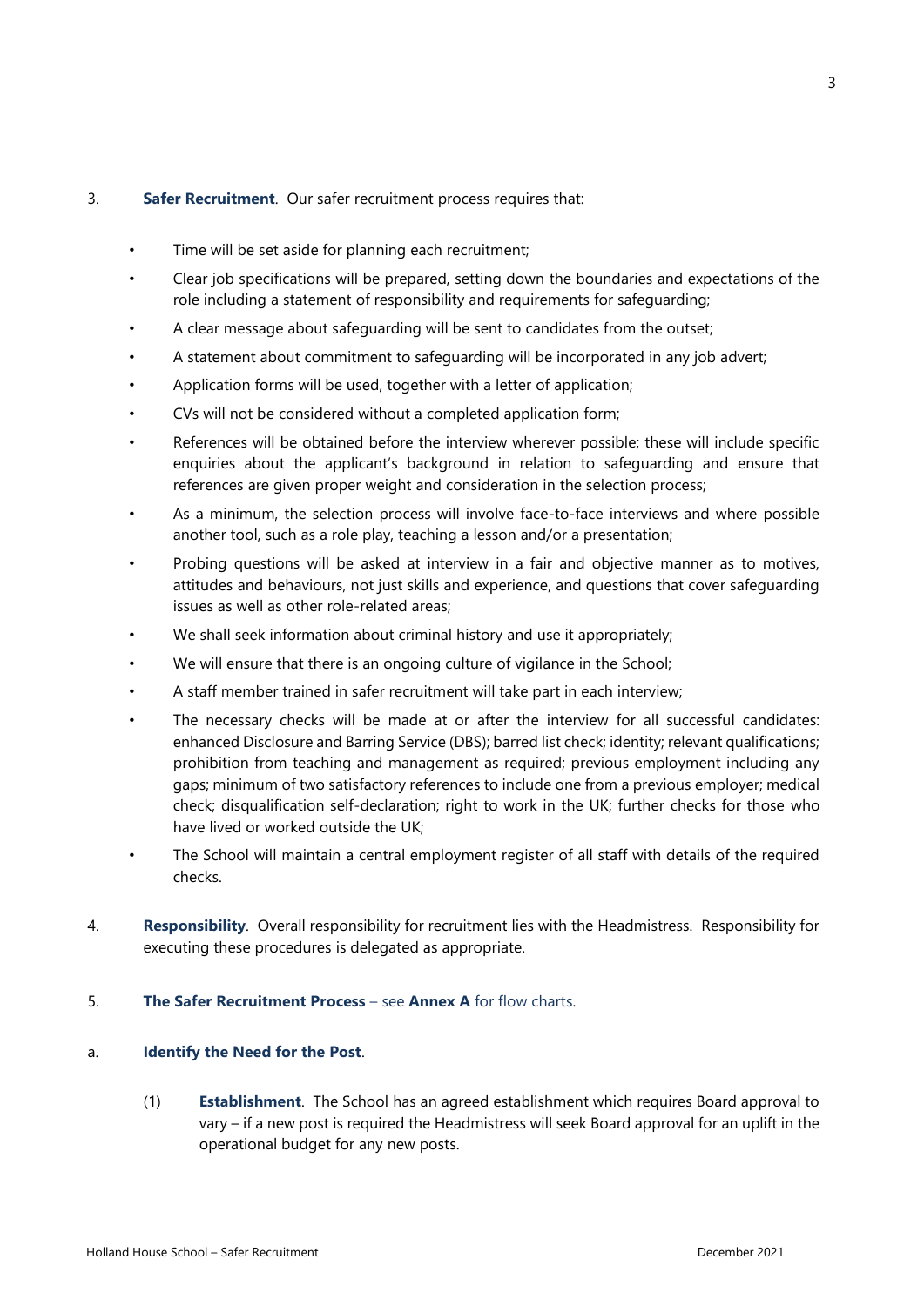3. **Safer Recruitment**. Our safer recruitment process requires that:

- Time will be set aside for planning each recruitment;
- Clear job specifications will be prepared, setting down the boundaries and expectations of the role including a statement of responsibility and requirements for safeguarding;
- A clear message about safeguarding will be sent to candidates from the outset;
- A statement about commitment to safeguarding will be incorporated in any job advert;
- Application forms will be used, together with a letter of application;
- CVs will not be considered without a completed application form;
- References will be obtained before the interview wherever possible; these will include specific enquiries about the applicant's background in relation to safeguarding and ensure that references are given proper weight and consideration in the selection process;
- As a minimum, the selection process will involve face-to-face interviews and where possible another tool, such as a role play, teaching a lesson and/or a presentation;
- Probing questions will be asked at interview in a fair and objective manner as to motives, attitudes and behaviours, not just skills and experience, and questions that cover safeguarding issues as well as other role-related areas;
- We shall seek information about criminal history and use it appropriately;
- We will ensure that there is an ongoing culture of vigilance in the School;
- A staff member trained in safer recruitment will take part in each interview;
- The necessary checks will be made at or after the interview for all successful candidates: enhanced Disclosure and Barring Service (DBS); barred list check; identity; relevant qualifications; prohibition from teaching and management as required; previous employment including any gaps; minimum of two satisfactory references to include one from a previous employer; medical check; disqualification self-declaration; right to work in the UK; further checks for those who have lived or worked outside the UK;
- The School will maintain a central employment register of all staff with details of the required checks.

4. **Responsibility**. Overall responsibility for recruitment lies with the Headmistress. Responsibility for executing these procedures is delegated as appropriate.

5. **The Safer Recruitment Process** – see **Annex A** for flow charts.

a. **Identify the Need for the Post**.

(1) **Establishment**. The School has an agreed establishment which requires Board approval to vary – if a new post is required the Headmistress will seek Board approval for an uplift in the operational budget for any new posts.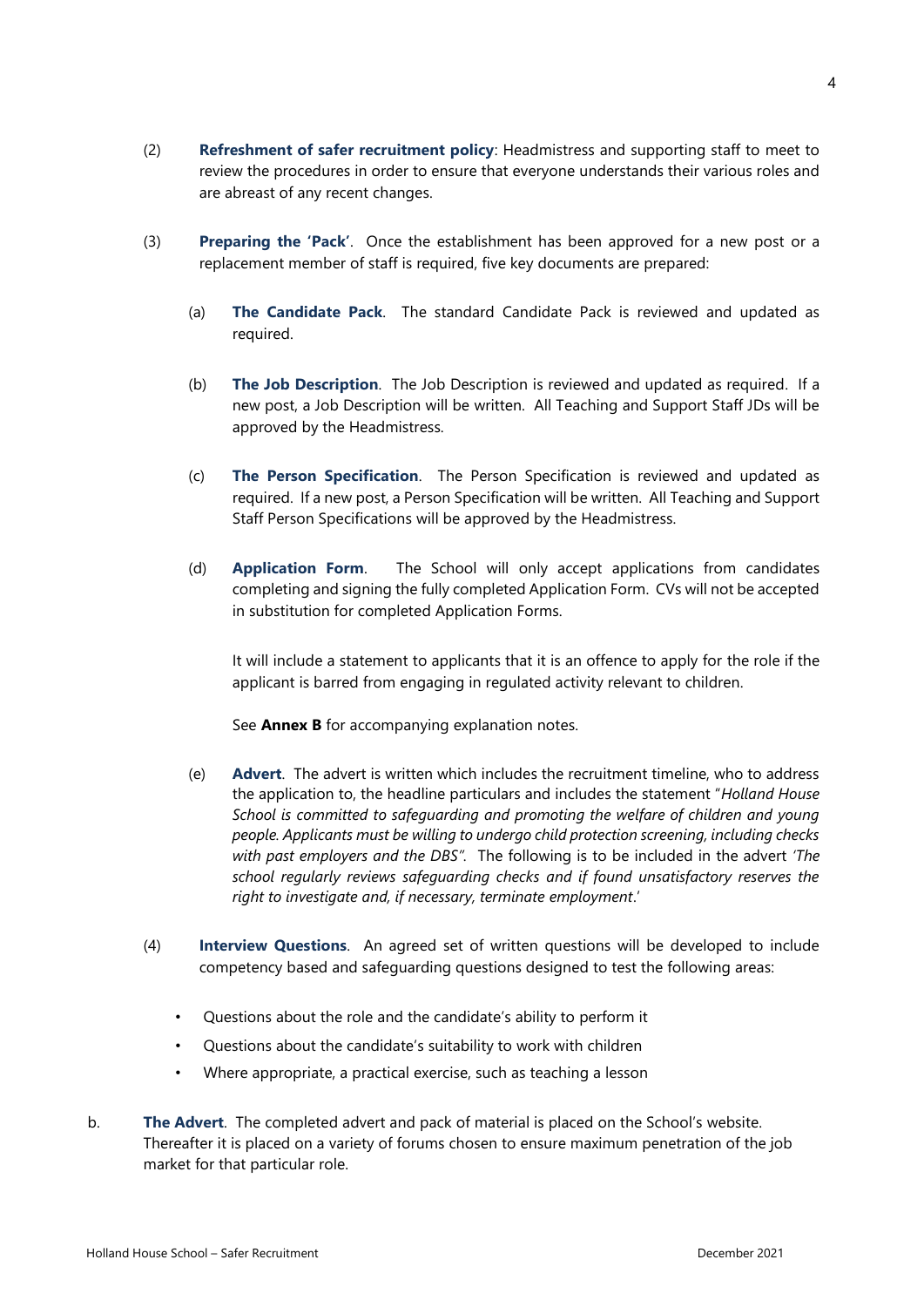(2) **Refreshment of safer recruitment policy**: Headmistress and supporting staff to meet to review the procedures in order to ensure that everyone understands their various roles and are abreast of any recent changes.

(3) **Preparing the 'Pack'**. Once the establishment has been approved for a new post or a replacement member of staff is required, five key documents are prepared:

(a) **The Candidate Pack**. The standard Candidate Pack is reviewed and updated as required.

(b) **The Job Description**. The Job Description is reviewed and updated as required. If a new post, a Job Description will be written. All Teaching and Support Staff JDs will be approved by the Headmistress.

(c) **The Person Specification**. The Person Specification is reviewed and updated as required. If a new post, a Person Specification will be written. All Teaching and Support Staff Person Specifications will be approved by the Headmistress.

(d) **Application Form**. The School will only accept applications from candidates completing and signing the fully completed Application Form. CVs will not be accepted in substitution for completed Application Forms.

It will include a statement to applicants that it is an offence to apply for the role if the applicant is barred from engaging in regulated activity relevant to children.

See **Annex B** for accompanying explanation notes.

(e) **Advert**. The advert is written which includes the recruitment timeline, who to address the application to, the headline particulars and includes the statement "*Holland House School is committed to safeguarding and promoting the welfare of children and young people. Applicants must be willing to undergo child protection screening, including checks with past employers and the DBS"*. The following is to be included in the advert *'The school regularly reviews safeguarding checks and if found unsatisfactory reserves the right to investigate and, if necessary, terminate employment*.'

(4) **Interview Questions**. An agreed set of written questions will be developed to include competency based and safeguarding questions designed to test the following areas:

- Questions about the role and the candidate's ability to perform it
- Questions about the candidate's suitability to work with children
- Where appropriate, a practical exercise, such as teaching a lesson

b. **The Advert**. The completed advert and pack of material is placed on the School's website. Thereafter it is placed on a variety of forums chosen to ensure maximum penetration of the job market for that particular role.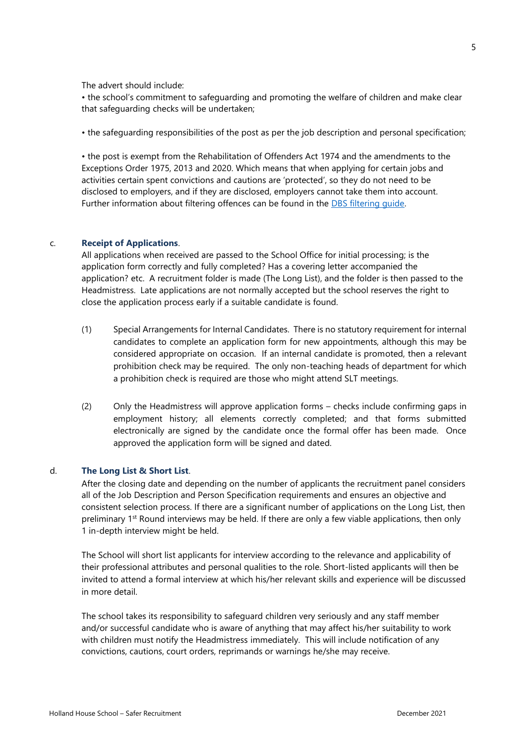The advert should include:

• the school's commitment to safeguarding and promoting the welfare of children and make clear that safeguarding checks will be undertaken;

• the safeguarding responsibilities of the post as per the job description and personal specification;

• the post is exempt from the Rehabilitation of Offenders Act 1974 and the amendments to the Exceptions Order 1975, 2013 and 2020. Which means that when applying for certain jobs and activities certain spent convictions and cautions are 'protected', so they do not need to be disclosed to employers, and if they are disclosed, employers cannot take them into account. Further information about filtering offences can be found in the [DBS filtering guide](DBS filtering guide).

c. **Receipt of Applications**.

All applications when received are passed to the School Office for initial processing; is the application form correctly and fully completed? Has a covering letter accompanied the application? etc. A recruitment folder is made (The Long List), and the folder is then passed to the Headmistress. Late applications are not normally accepted but the school reserves the right to close the application process early if a suitable candidate is found.

(1) Special Arrangements for Internal Candidates. There is no statutory requirement for internal candidates to complete an application form for new appointments, although this may be considered appropriate on occasion. If an internal candidate is promoted, then a relevant prohibition check may be required. The only non-teaching heads of department for which a prohibition check is required are those who might attend SLT meetings.

(2) Only the Headmistress will approve application forms – checks include confirming gaps in employment history; all elements correctly completed; and that forms submitted electronically are signed by the candidate once the formal offer has been made. Once approved the application form will be signed and dated.

d. **The Long List & Short List**.

After the closing date and depending on the number of applicants the recruitment panel considers all of the Job Description and Person Specification requirements and ensures an objective and consistent selection process. If there are a significant number of applications on the Long List, then preliminary 1st Round interviews may be held. If there are only a few viable applications, then only 1 in-depth interview might be held.

The School will short list applicants for interview according to the relevance and applicability of their professional attributes and personal qualities to the role. Short-listed applicants will then be invited to attend a formal interview at which his/her relevant skills and experience will be discussed in more detail.

The school takes its responsibility to safeguard children very seriously and any staff member and/or successful candidate who is aware of anything that may affect his/her suitability to work with children must notify the Headmistress immediately. This will include notification of any convictions, cautions, court orders, reprimands or warnings he/she may receive.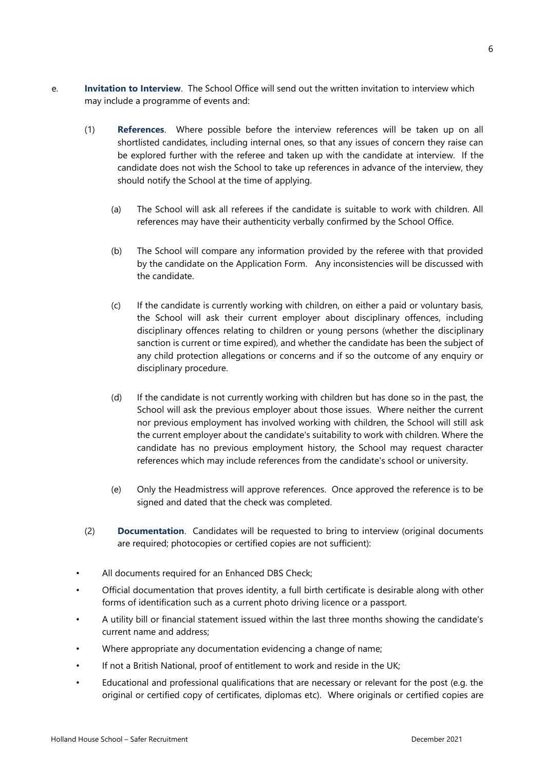e. **Invitation to Interview**. The School Office will send out the written invitation to interview which may include a programme of events and:

(1) **References**. Where possible before the interview references will be taken up on all shortlisted candidates, including internal ones, so that any issues of concern they raise can be explored further with the referee and taken up with the candidate at interview. If the candidate does not wish the School to take up references in advance of the interview, they should notify the School at the time of applying.

(a) The School will ask all referees if the candidate is suitable to work with children. All references may have their authenticity verbally confirmed by the School Office.

(b) The School will compare any information provided by the referee with that provided by the candidate on the Application Form. Any inconsistencies will be discussed with the candidate.

(c) If the candidate is currently working with children, on either a paid or voluntary basis, the School will ask their current employer about disciplinary offences, including disciplinary offences relating to children or young persons (whether the disciplinary sanction is current or time expired), and whether the candidate has been the subject of any child protection allegations or concerns and if so the outcome of any enquiry or disciplinary procedure.

(d) If the candidate is not currently working with children but has done so in the past, the School will ask the previous employer about those issues. Where neither the current nor previous employment has involved working with children, the School will still ask the current employer about the candidate's suitability to work with children. Where the candidate has no previous employment history, the School may request character references which may include references from the candidate's school or university.

(e) Only the Headmistress will approve references. Once approved the reference is to be signed and dated that the check was completed.

(2) **Documentation**. Candidates will be requested to bring to interview (original documents are required; photocopies or certified copies are not sufficient):

- All documents required for an Enhanced DBS Check;
- Official documentation that proves identity, a full birth certificate is desirable along with other forms of identification such as a current photo driving licence or a passport.
- A utility bill or financial statement issued within the last three months showing the candidate's current name and address;
- Where appropriate any documentation evidencing a change of name;
- If not a British National, proof of entitlement to work and reside in the UK;
- Educational and professional qualifications that are necessary or relevant for the post (e.g. the original or certified copy of certificates, diplomas etc). Where originals or certified copies are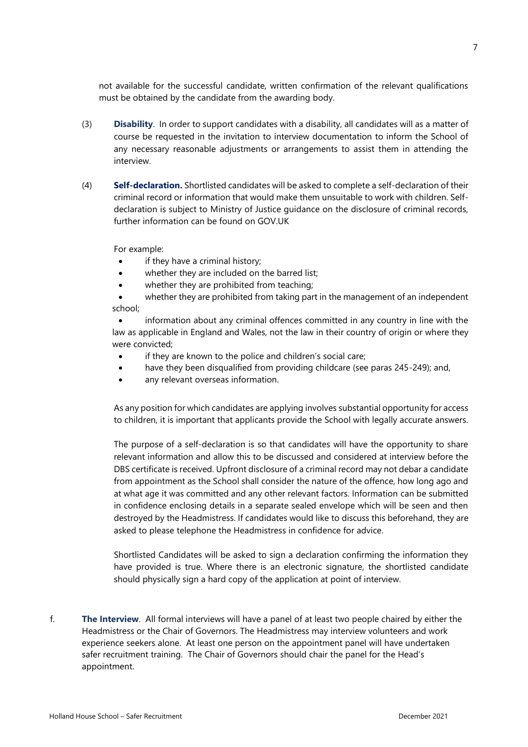not available for the successful candidate, written confirmation of the relevant qualifications must be obtained by the candidate from the awarding body.

(3) **Disability**. In order to support candidates with a disability, all candidates will as a matter of course be requested in the invitation to interview documentation to inform the School of any necessary reasonable adjustments or arrangements to assist them in attending the interview.

(4) **Self-declaration.** Shortlisted candidates will be asked to complete a self-declaration of their criminal record or information that would make them unsuitable to work with children. Self-declaration is subject to Ministry of Justice guidance on the disclosure of criminal records, further information can be found on GOV.UK

For example:

- if they have a criminal history;
- whether they are included on the barred list;
- whether they are prohibited from teaching;
- whether they are prohibited from taking part in the management of an independent school;
- information about any criminal offences committed in any country in line with the law as applicable in England and Wales, not the law in their country of origin or where they were convicted;
- if they are known to the police and children's social care;
- have they been disqualified from providing childcare (see paras 245-249); and,
- any relevant overseas information.

As any position for which candidates are applying involves substantial opportunity for access to children, it is important that applicants provide the School with legally accurate answers.

The purpose of a self-declaration is so that candidates will have the opportunity to share relevant information and allow this to be discussed and considered at interview before the DBS certificate is received. Upfront disclosure of a criminal record may not debar a candidate from appointment as the School shall consider the nature of the offence, how long ago and at what age it was committed and any other relevant factors. Information can be submitted in confidence enclosing details in a separate sealed envelope which will be seen and then destroyed by the Headmistress. If candidates would like to discuss this beforehand, they are asked to please telephone the Headmistress in confidence for advice.

Shortlisted Candidates will be asked to sign a declaration confirming the information they have provided is true. Where there is an electronic signature, the shortlisted candidate should physically sign a hard copy of the application at point of interview.

f. **The Interview**. All formal interviews will have a panel of at least two people chaired by either the Headmistress or the Chair of Governors. The Headmistress may interview volunteers and work experience seekers alone. At least one person on the appointment panel will have undertaken safer recruitment training. The Chair of Governors should chair the panel for the Head's appointment.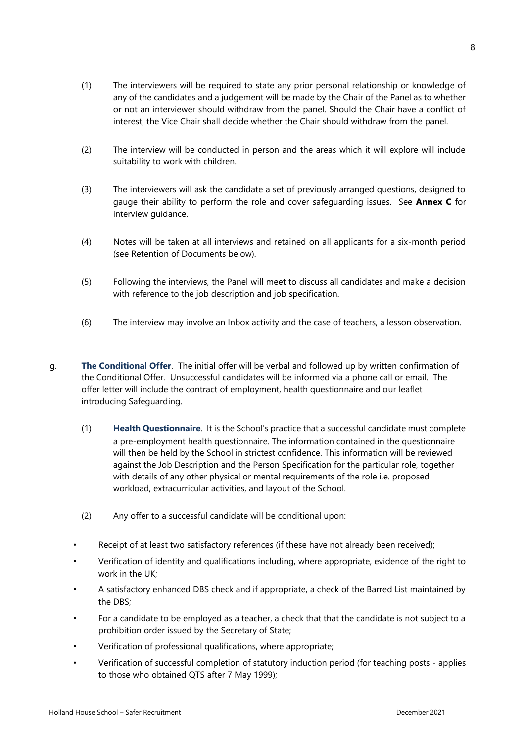(1) The interviewers will be required to state any prior personal relationship or knowledge of any of the candidates and a judgement will be made by the Chair of the Panel as to whether or not an interviewer should withdraw from the panel. Should the Chair have a conflict of interest, the Vice Chair shall decide whether the Chair should withdraw from the panel.

(2) The interview will be conducted in person and the areas which it will explore will include suitability to work with children.

(3) The interviewers will ask the candidate a set of previously arranged questions, designed to gauge their ability to perform the role and cover safeguarding issues. See **Annex C** for interview guidance.

(4) Notes will be taken at all interviews and retained on all applicants for a six-month period (see Retention of Documents below).

(5) Following the interviews, the Panel will meet to discuss all candidates and make a decision with reference to the job description and job specification.

(6) The interview may involve an Inbox activity and the case of teachers, a lesson observation.

g. **The Conditional Offer**. The initial offer will be verbal and followed up by written confirmation of the Conditional Offer. Unsuccessful candidates will be informed via a phone call or email. The offer letter will include the contract of employment, health questionnaire and our leaflet introducing Safeguarding.

(1) **Health Questionnaire**. It is the School's practice that a successful candidate must complete a pre-employment health questionnaire. The information contained in the questionnaire will then be held by the School in strictest confidence. This information will be reviewed against the Job Description and the Person Specification for the particular role, together with details of any other physical or mental requirements of the role i.e. proposed workload, extracurricular activities, and layout of the School.

(2) Any offer to a successful candidate will be conditional upon:

- Receipt of at least two satisfactory references (if these have not already been received);
- Verification of identity and qualifications including, where appropriate, evidence of the right to work in the UK;
- A satisfactory enhanced DBS check and if appropriate, a check of the Barred List maintained by the DBS;
- For a candidate to be employed as a teacher, a check that that the candidate is not subject to a prohibition order issued by the Secretary of State;
- Verification of professional qualifications, where appropriate;
- Verification of successful completion of statutory induction period (for teaching posts - applies to those who obtained QTS after 7 May 1999);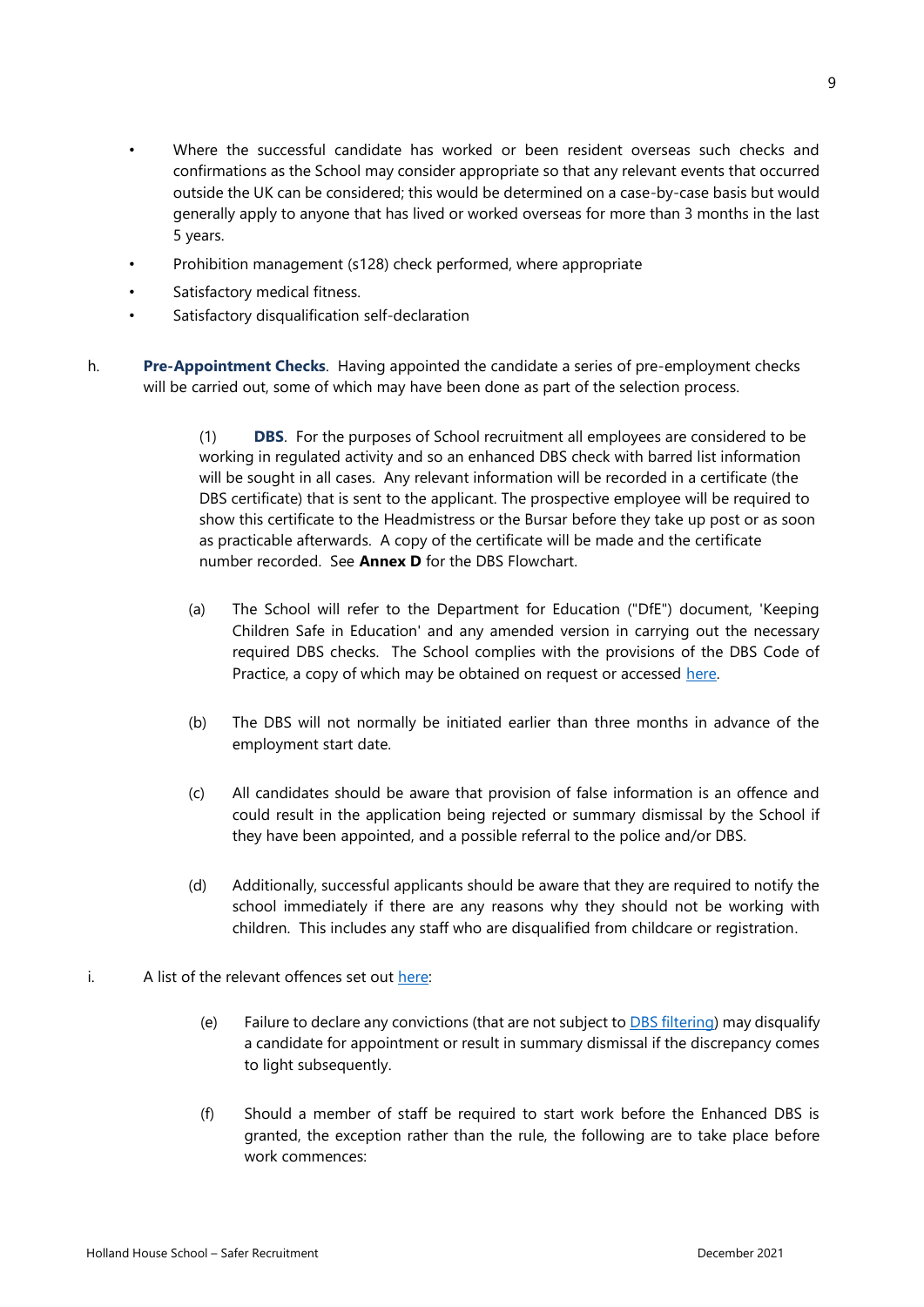- Where the successful candidate has worked or been resident overseas such checks and confirmations as the School may consider appropriate so that any relevant events that occurred outside the UK can be considered; this would be determined on a case-by-case basis but would generally apply to anyone that has lived or worked overseas for more than 3 months in the last 5 years.
- Prohibition management (s128) check performed, where appropriate
- Satisfactory medical fitness.
- Satisfactory disqualification self-declaration

h. **Pre-Appointment Checks**. Having appointed the candidate a series of pre-employment checks will be carried out, some of which may have been done as part of the selection process.

(1) **DBS**. For the purposes of School recruitment all employees are considered to be working in regulated activity and so an enhanced DBS check with barred list information will be sought in all cases. Any relevant information will be recorded in a certificate (the DBS certificate) that is sent to the applicant. The prospective employee will be required to show this certificate to the Headmistress or the Bursar before they take up post or as soon as practicable afterwards. A copy of the certificate will be made and the certificate number recorded. See **Annex D** for the DBS Flowchart.

(a) The School will refer to the Department for Education ("DfE") document, 'Keeping Children Safe in Education' and any amended version in carrying out the necessary required DBS checks. The School complies with the provisions of the DBS Code of Practice, a copy of which may be obtained on request or accessed here.

(b) The DBS will not normally be initiated earlier than three months in advance of the employment start date.

(c) All candidates should be aware that provision of false information is an offence and could result in the application being rejected or summary dismissal by the School if they have been appointed, and a possible referral to the police and/or DBS.

(d) Additionally, successful applicants should be aware that they are required to notify the school immediately if there are any reasons why they should not be working with children. This includes any staff who are disqualified from childcare or registration.

i. A list of the relevant offences set out here:

(e) Failure to declare any convictions (that are not subject to DBS filtering) may disqualify a candidate for appointment or result in summary dismissal if the discrepancy comes to light subsequently.

(f) Should a member of staff be required to start work before the Enhanced DBS is granted, the exception rather than the rule, the following are to take place before work commences: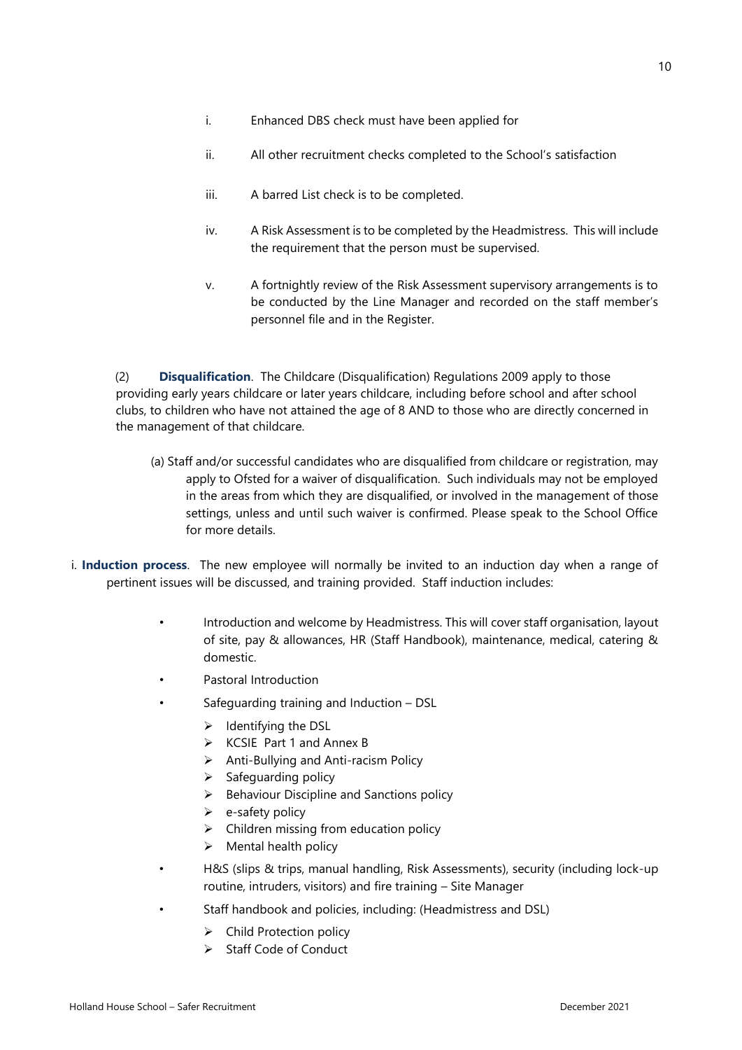i. Enhanced DBS check must have been applied for

ii. All other recruitment checks completed to the School's satisfaction

iii. A barred List check is to be completed.

iv. A Risk Assessment is to be completed by the Headmistress. This will include the requirement that the person must be supervised.

v. A fortnightly review of the Risk Assessment supervisory arrangements is to be conducted by the Line Manager and recorded on the staff member's personnel file and in the Register.

(2) **Disqualification**. The Childcare (Disqualification) Regulations 2009 apply to those providing early years childcare or later years childcare, including before school and after school clubs, to children who have not attained the age of 8 AND to those who are directly concerned in the management of that childcare.

(a) Staff and/or successful candidates who are disqualified from childcare or registration, may apply to Ofsted for a waiver of disqualification. Such individuals may not be employed in the areas from which they are disqualified, or involved in the management of those settings, unless and until such waiver is confirmed. Please speak to the School Office for more details.

i. **Induction process**. The new employee will normally be invited to an induction day when a range of pertinent issues will be discussed, and training provided. Staff induction includes:

- Introduction and welcome by Headmistress. This will cover staff organisation, layout of site, pay & allowances, HR (Staff Handbook), maintenance, medical, catering & domestic.
- Pastoral Introduction
- Safeguarding training and Induction – DSL
  - Identifying the DSL
  - KCSIE Part 1 and Annex B
  - Anti-Bullying and Anti-racism Policy
  - Safeguarding policy
  - Behaviour Discipline and Sanctions policy
  - e-safety policy
  - Children missing from education policy
  - Mental health policy
- H&S (slips & trips, manual handling, Risk Assessments), security (including lock-up routine, intruders, visitors) and fire training – Site Manager
- Staff handbook and policies, including: (Headmistress and DSL)
  - Child Protection policy
  - Staff Code of Conduct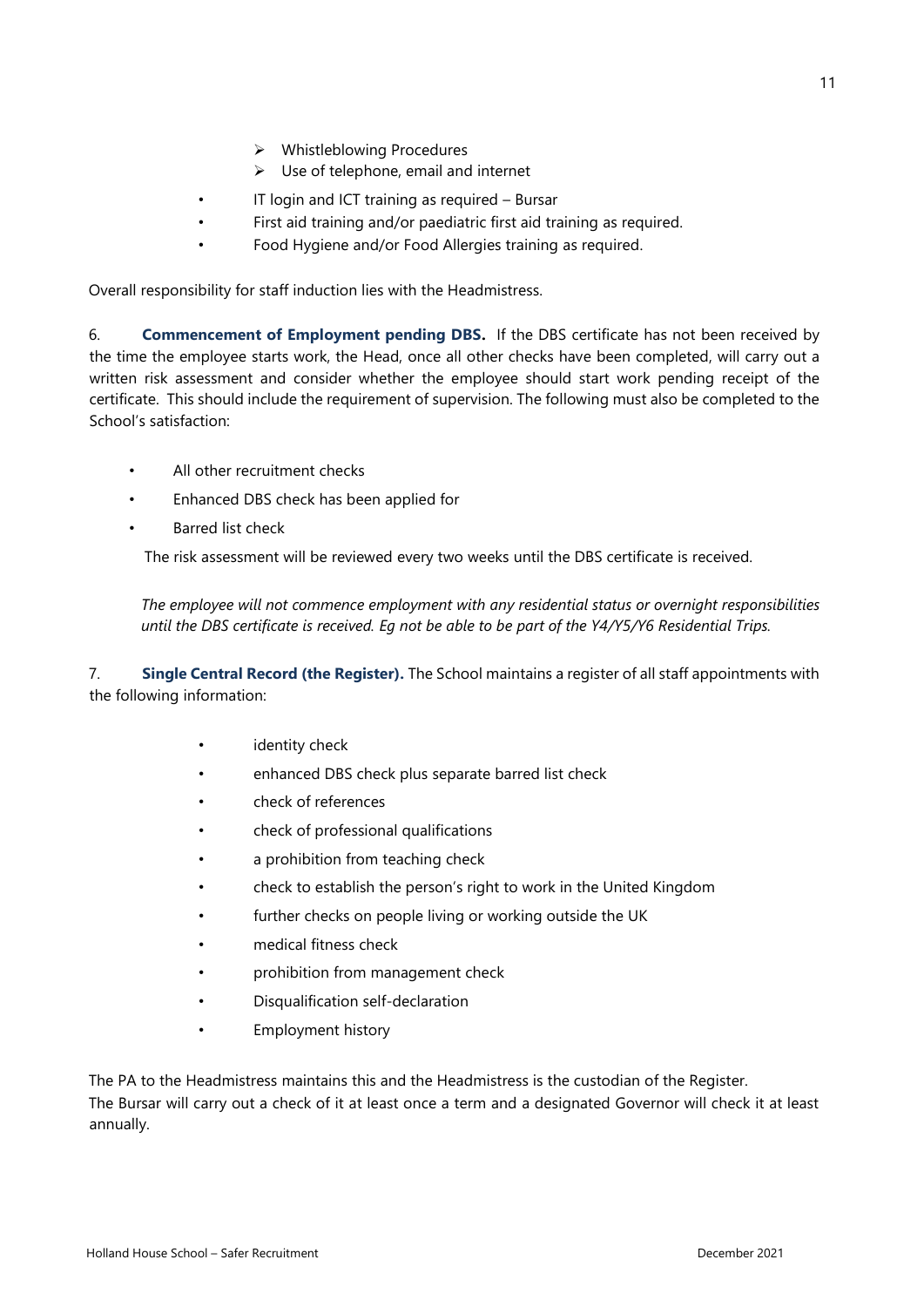- Whistleblowing Procedures
- Use of telephone, email and internet

- IT login and ICT training as required – Bursar
- First aid training and/or paediatric first aid training as required.
- Food Hygiene and/or Food Allergies training as required.

Overall responsibility for staff induction lies with the Headmistress.

6. **Commencement of Employment pending DBS.** If the DBS certificate has not been received by the time the employee starts work, the Head, once all other checks have been completed, will carry out a written risk assessment and consider whether the employee should start work pending receipt of the certificate. This should include the requirement of supervision. The following must also be completed to the School's satisfaction:

- All other recruitment checks
- Enhanced DBS check has been applied for
- Barred list check

The risk assessment will be reviewed every two weeks until the DBS certificate is received.

*The employee will not commence employment with any residential status or overnight responsibilities until the DBS certificate is received. Eg not be able to be part of the Y4/Y5/Y6 Residential Trips.*

7. **Single Central Record (the Register).** The School maintains a register of all staff appointments with the following information:

- identity check
- enhanced DBS check plus separate barred list check
- check of references
- check of professional qualifications
- a prohibition from teaching check
- check to establish the person's right to work in the United Kingdom
- further checks on people living or working outside the UK
- medical fitness check
- prohibition from management check
- Disqualification self-declaration
- Employment history

The PA to the Headmistress maintains this and the Headmistress is the custodian of the Register.
The Bursar will carry out a check of it at least once a term and a designated Governor will check it at least annually.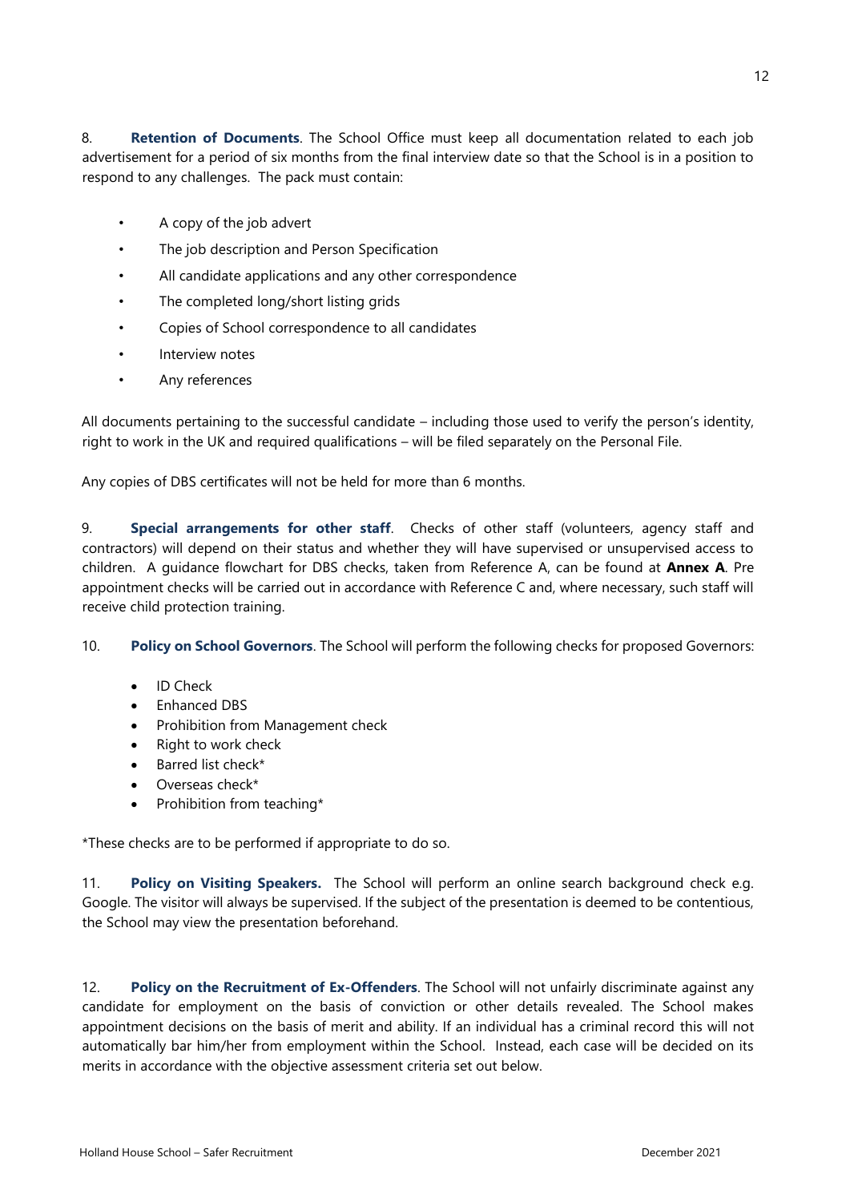8. **Retention of Documents**. The School Office must keep all documentation related to each job advertisement for a period of six months from the final interview date so that the School is in a position to respond to any challenges. The pack must contain:

- A copy of the job advert
- The job description and Person Specification
- All candidate applications and any other correspondence
- The completed long/short listing grids
- Copies of School correspondence to all candidates
- Interview notes
- Any references

All documents pertaining to the successful candidate – including those used to verify the person's identity, right to work in the UK and required qualifications – will be filed separately on the Personal File.

Any copies of DBS certificates will not be held for more than 6 months.

9. **Special arrangements for other staff**. Checks of other staff (volunteers, agency staff and contractors) will depend on their status and whether they will have supervised or unsupervised access to children. A guidance flowchart for DBS checks, taken from Reference A, can be found at **Annex A**. Pre appointment checks will be carried out in accordance with Reference C and, where necessary, such staff will receive child protection training.

10. **Policy on School Governors**. The School will perform the following checks for proposed Governors:

- ID Check
- Enhanced DBS
- Prohibition from Management check
- Right to work check
- Barred list check*
- Overseas check*
- Prohibition from teaching*

*These checks are to be performed if appropriate to do so.

11. **Policy on Visiting Speakers.** The School will perform an online search background check e.g. Google. The visitor will always be supervised. If the subject of the presentation is deemed to be contentious, the School may view the presentation beforehand.

12. **Policy on the Recruitment of Ex-Offenders**. The School will not unfairly discriminate against any candidate for employment on the basis of conviction or other details revealed. The School makes appointment decisions on the basis of merit and ability. If an individual has a criminal record this will not automatically bar him/her from employment within the School. Instead, each case will be decided on its merits in accordance with the objective assessment criteria set out below.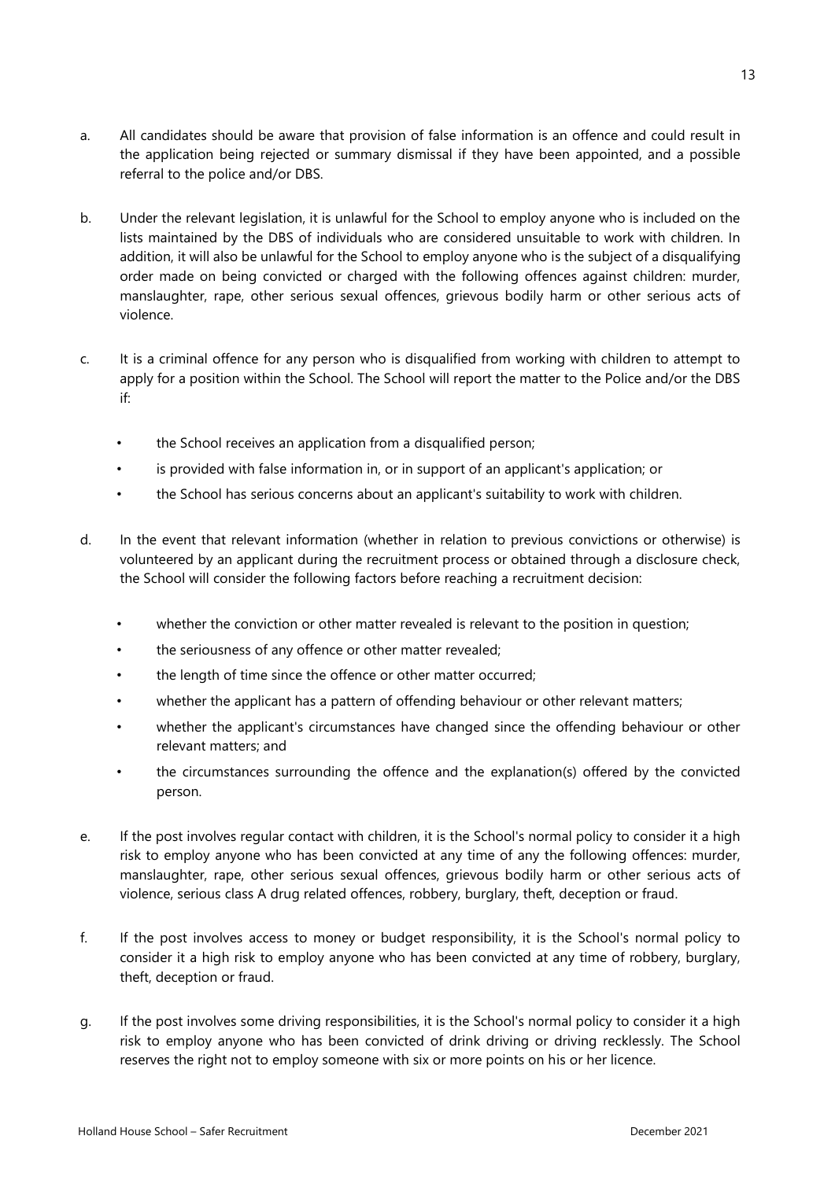a. All candidates should be aware that provision of false information is an offence and could result in the application being rejected or summary dismissal if they have been appointed, and a possible referral to the police and/or DBS.

b. Under the relevant legislation, it is unlawful for the School to employ anyone who is included on the lists maintained by the DBS of individuals who are considered unsuitable to work with children. In addition, it will also be unlawful for the School to employ anyone who is the subject of a disqualifying order made on being convicted or charged with the following offences against children: murder, manslaughter, rape, other serious sexual offences, grievous bodily harm or other serious acts of violence.

c. It is a criminal offence for any person who is disqualified from working with children to attempt to apply for a position within the School. The School will report the matter to the Police and/or the DBS if:

   - the School receives an application from a disqualified person;
   - is provided with false information in, or in support of an applicant's application; or
   - the School has serious concerns about an applicant's suitability to work with children.

d. In the event that relevant information (whether in relation to previous convictions or otherwise) is volunteered by an applicant during the recruitment process or obtained through a disclosure check, the School will consider the following factors before reaching a recruitment decision:

   - whether the conviction or other matter revealed is relevant to the position in question;
   - the seriousness of any offence or other matter revealed;
   - the length of time since the offence or other matter occurred;
   - whether the applicant has a pattern of offending behaviour or other relevant matters;
   - whether the applicant's circumstances have changed since the offending behaviour or other relevant matters; and
   - the circumstances surrounding the offence and the explanation(s) offered by the convicted person.

e. If the post involves regular contact with children, it is the School's normal policy to consider it a high risk to employ anyone who has been convicted at any time of any the following offences: murder, manslaughter, rape, other serious sexual offences, grievous bodily harm or other serious acts of violence, serious class A drug related offences, robbery, burglary, theft, deception or fraud.

f. If the post involves access to money or budget responsibility, it is the School's normal policy to consider it a high risk to employ anyone who has been convicted at any time of robbery, burglary, theft, deception or fraud.

g. If the post involves some driving responsibilities, it is the School's normal policy to consider it a high risk to employ anyone who has been convicted of drink driving or driving recklessly. The School reserves the right not to employ someone with six or more points on his or her licence.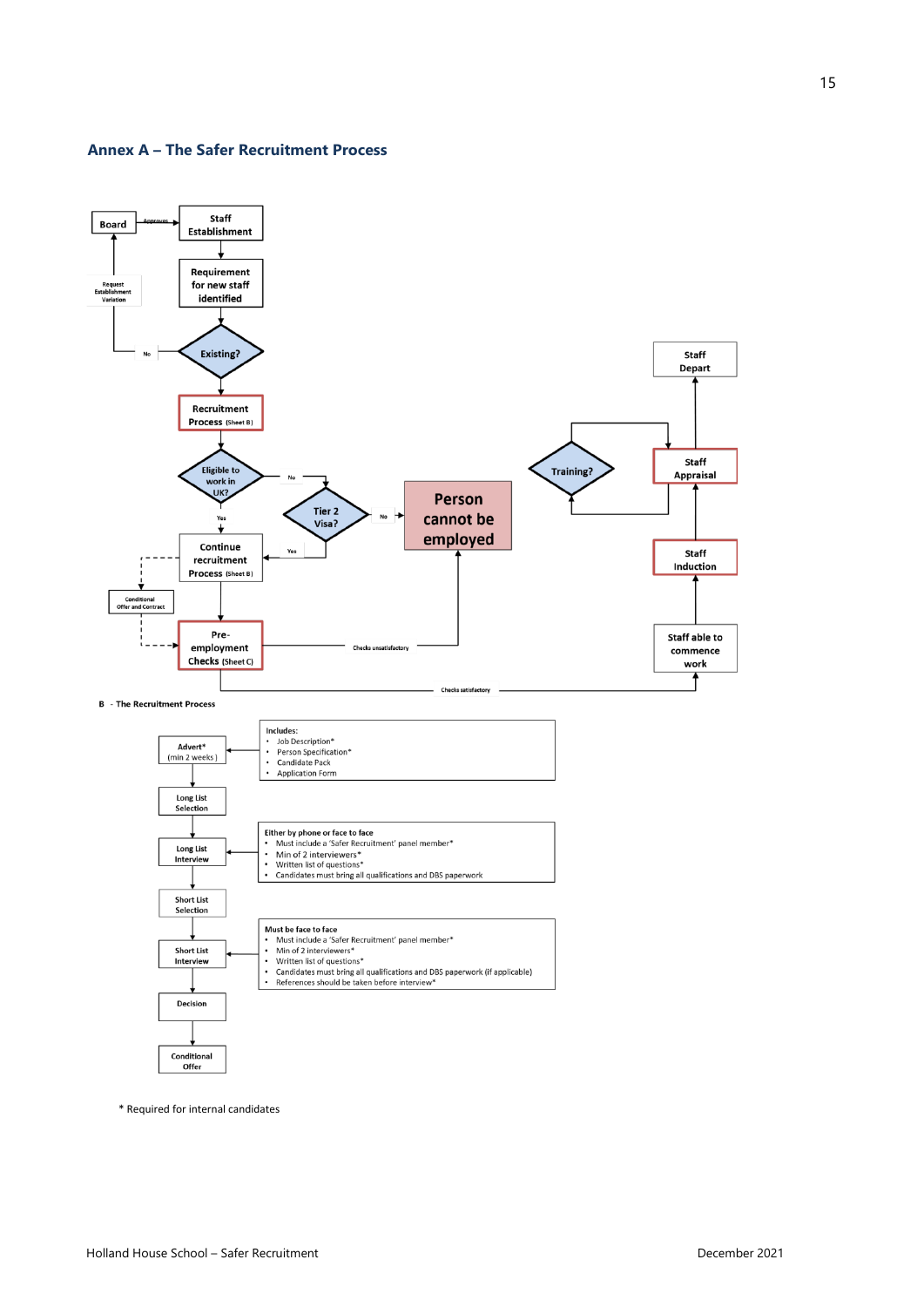## Annex A – The Safer Recruitment Process

Board —Approves→ Staff Establishment

Staff Establishment → Requirement for new staff identified

Requirement for new staff identified → Existing?

Existing? —No→ Request Establishment Variation → Board

Existing? → Recruitment Process (Sheet B)

Recruitment Process (Sheet B) → Eligible to work in UK?

Eligible to work in UK? —No→ Tier 2 Visa?

Tier 2 Visa? —No→ Person cannot be employed

Tier 2 Visa? —Yes→ Continue recruitment Process (Sheet B)

Eligible to work in UK? —Yes→ Continue recruitment Process (Sheet B)

Continue recruitment Process (Sheet B) → Pre-employment Checks (Sheet C)

Continue recruitment Process (Sheet B) - - → Conditional Offer and Contract - - → Pre-employment Checks (Sheet C)

Pre-employment Checks (Sheet C) —Checks unsatisfactory→ Person cannot be employed

Pre-employment Checks (Sheet C) —Checks satisfactory→ Staff able to commence work

Staff able to commence work → Staff Induction

Staff Induction → Staff Appraisal

Staff Appraisal ↔ Training?

Staff Appraisal → Staff Depart

**B - The Recruitment Process**

Advert* (min 2 weeks) ← Includes:
- Job Description*
- Person Specification*
- Candidate Pack
- Application Form

↓

Long List Selection

↓

Long List Interview ← Either by phone or face to face
- Must include a 'Safer Recruitment' panel member*
- Min of 2 interviewers*
- Written list of questions*
- Candidates must bring all qualifications and DBS paperwork

↓

Short List Selection

↓

Short List Interview ← Must be face to face
- Must include a 'Safer Recruitment' panel member*
- Min of 2 interviewers*
- Written list of questions*
- Candidates must bring all qualifications and DBS paperwork (if applicable)
- References should be taken before interview*

↓

Decision

↓

Conditional Offer

\* Required for internal candidates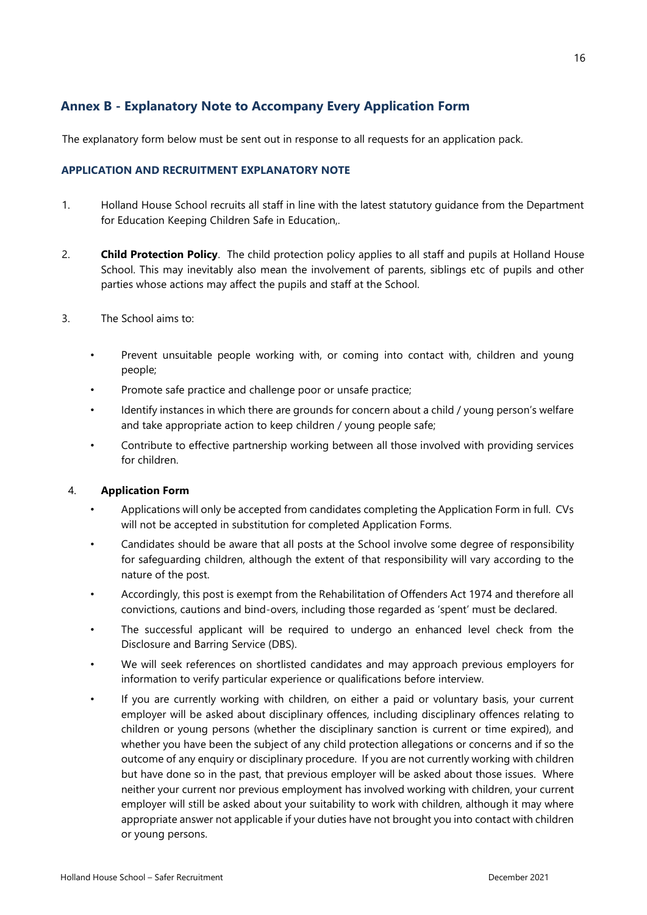## Annex B - Explanatory Note to Accompany Every Application Form

The explanatory form below must be sent out in response to all requests for an application pack.

### APPLICATION AND RECRUITMENT EXPLANATORY NOTE

1. Holland House School recruits all staff in line with the latest statutory guidance from the Department for Education Keeping Children Safe in Education,.

2. **Child Protection Policy**. The child protection policy applies to all staff and pupils at Holland House School. This may inevitably also mean the involvement of parents, siblings etc of pupils and other parties whose actions may affect the pupils and staff at the School.

3. The School aims to:

   - Prevent unsuitable people working with, or coming into contact with, children and young people;
   - Promote safe practice and challenge poor or unsafe practice;
   - Identify instances in which there are grounds for concern about a child / young person's welfare and take appropriate action to keep children / young people safe;
   - Contribute to effective partnership working between all those involved with providing services for children.

4. **Application Form**

   - Applications will only be accepted from candidates completing the Application Form in full. CVs will not be accepted in substitution for completed Application Forms.
   - Candidates should be aware that all posts at the School involve some degree of responsibility for safeguarding children, although the extent of that responsibility will vary according to the nature of the post.
   - Accordingly, this post is exempt from the Rehabilitation of Offenders Act 1974 and therefore all convictions, cautions and bind-overs, including those regarded as 'spent' must be declared.
   - The successful applicant will be required to undergo an enhanced level check from the Disclosure and Barring Service (DBS).
   - We will seek references on shortlisted candidates and may approach previous employers for information to verify particular experience or qualifications before interview.
   - If you are currently working with children, on either a paid or voluntary basis, your current employer will be asked about disciplinary offences, including disciplinary offences relating to children or young persons (whether the disciplinary sanction is current or time expired), and whether you have been the subject of any child protection allegations or concerns and if so the outcome of any enquiry or disciplinary procedure. If you are not currently working with children but have done so in the past, that previous employer will be asked about those issues. Where neither your current nor previous employment has involved working with children, your current employer will still be asked about your suitability to work with children, although it may where appropriate answer not applicable if your duties have not brought you into contact with children or young persons.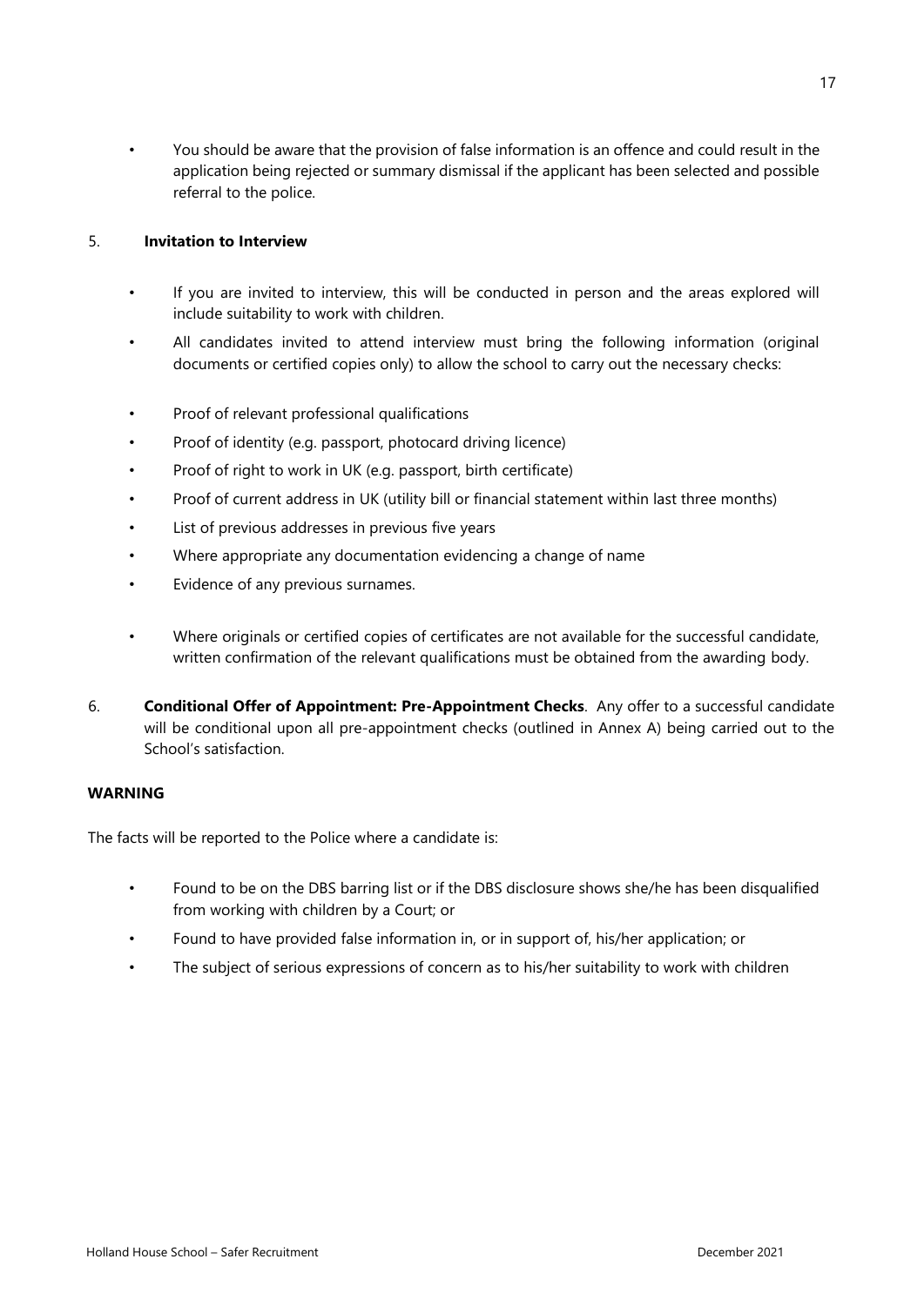- You should be aware that the provision of false information is an offence and could result in the application being rejected or summary dismissal if the applicant has been selected and possible referral to the police.

5. **Invitation to Interview**

- If you are invited to interview, this will be conducted in person and the areas explored will include suitability to work with children.
- All candidates invited to attend interview must bring the following information (original documents or certified copies only) to allow the school to carry out the necessary checks:

- Proof of relevant professional qualifications
- Proof of identity (e.g. passport, photocard driving licence)
- Proof of right to work in UK (e.g. passport, birth certificate)
- Proof of current address in UK (utility bill or financial statement within last three months)
- List of previous addresses in previous five years
- Where appropriate any documentation evidencing a change of name
- Evidence of any previous surnames.

- Where originals or certified copies of certificates are not available for the successful candidate, written confirmation of the relevant qualifications must be obtained from the awarding body.

6. **Conditional Offer of Appointment: Pre-Appointment Checks**. Any offer to a successful candidate will be conditional upon all pre-appointment checks (outlined in Annex A) being carried out to the School's satisfaction.

**WARNING**

The facts will be reported to the Police where a candidate is:

- Found to be on the DBS barring list or if the DBS disclosure shows she/he has been disqualified from working with children by a Court; or
- Found to have provided false information in, or in support of, his/her application; or
- The subject of serious expressions of concern as to his/her suitability to work with children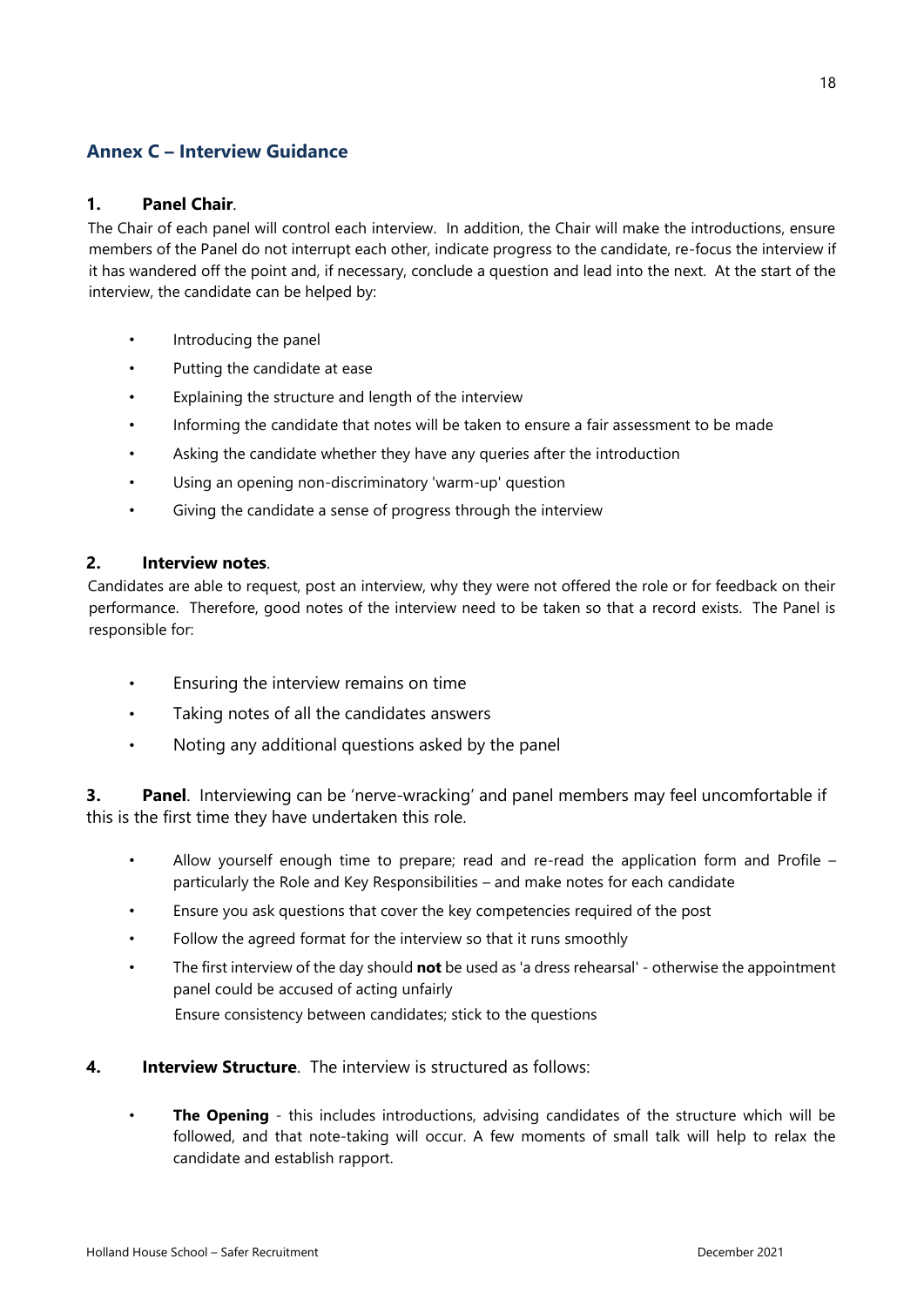## Annex C – Interview Guidance

**1. Panel Chair**.

The Chair of each panel will control each interview. In addition, the Chair will make the introductions, ensure members of the Panel do not interrupt each other, indicate progress to the candidate, re-focus the interview if it has wandered off the point and, if necessary, conclude a question and lead into the next. At the start of the interview, the candidate can be helped by:

- Introducing the panel
- Putting the candidate at ease
- Explaining the structure and length of the interview
- Informing the candidate that notes will be taken to ensure a fair assessment to be made
- Asking the candidate whether they have any queries after the introduction
- Using an opening non-discriminatory 'warm-up' question
- Giving the candidate a sense of progress through the interview

**2. Interview notes**.

Candidates are able to request, post an interview, why they were not offered the role or for feedback on their performance. Therefore, good notes of the interview need to be taken so that a record exists. The Panel is responsible for:

- Ensuring the interview remains on time
- Taking notes of all the candidates answers
- Noting any additional questions asked by the panel

**3. Panel**. Interviewing can be 'nerve-wracking' and panel members may feel uncomfortable if this is the first time they have undertaken this role.

- Allow yourself enough time to prepare; read and re-read the application form and Profile – particularly the Role and Key Responsibilities – and make notes for each candidate
- Ensure you ask questions that cover the key competencies required of the post
- Follow the agreed format for the interview so that it runs smoothly
- The first interview of the day should **not** be used as 'a dress rehearsal' - otherwise the appointment panel could be accused of acting unfairly

  Ensure consistency between candidates; stick to the questions

**4. Interview Structure**. The interview is structured as follows:

- **The Opening** - this includes introductions, advising candidates of the structure which will be followed, and that note-taking will occur. A few moments of small talk will help to relax the candidate and establish rapport.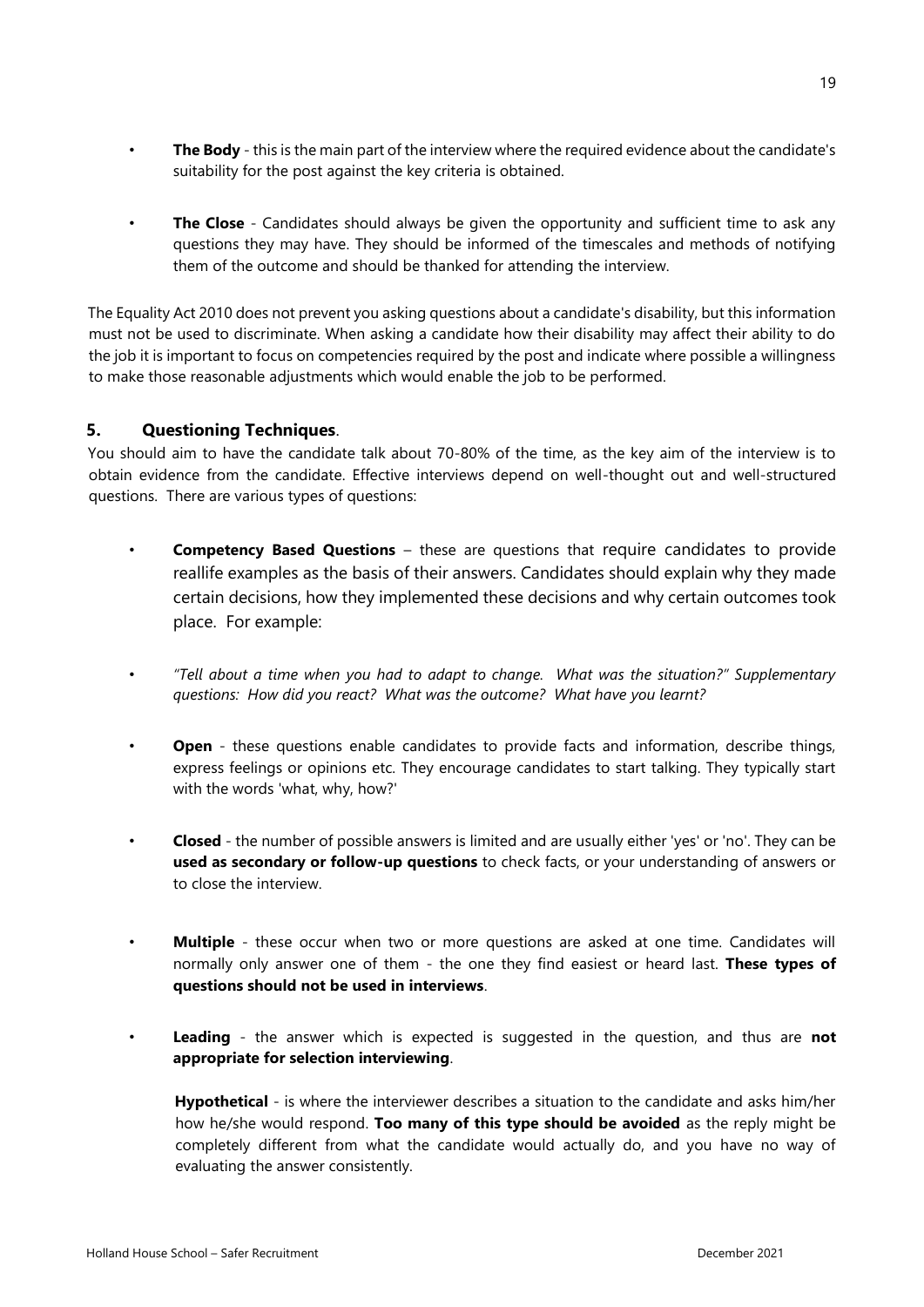- **The Body** - this is the main part of the interview where the required evidence about the candidate's suitability for the post against the key criteria is obtained.

- **The Close** - Candidates should always be given the opportunity and sufficient time to ask any questions they may have. They should be informed of the timescales and methods of notifying them of the outcome and should be thanked for attending the interview.

The Equality Act 2010 does not prevent you asking questions about a candidate's disability, but this information must not be used to discriminate. When asking a candidate how their disability may affect their ability to do the job it is important to focus on competencies required by the post and indicate where possible a willingness to make those reasonable adjustments which would enable the job to be performed.

## 5. Questioning Techniques.

You should aim to have the candidate talk about 70-80% of the time, as the key aim of the interview is to obtain evidence from the candidate. Effective interviews depend on well-thought out and well-structured questions. There are various types of questions:

- **Competency Based Questions** – these are questions that require candidates to provide reallife examples as the basis of their answers. Candidates should explain why they made certain decisions, how they implemented these decisions and why certain outcomes took place. For example:

- *"Tell about a time when you had to adapt to change. What was the situation?" Supplementary questions: How did you react? What was the outcome? What have you learnt?*

- **Open** - these questions enable candidates to provide facts and information, describe things, express feelings or opinions etc. They encourage candidates to start talking. They typically start with the words 'what, why, how?'

- **Closed** - the number of possible answers is limited and are usually either 'yes' or 'no'. They can be **used as secondary or follow-up questions** to check facts, or your understanding of answers or to close the interview.

- **Multiple** - these occur when two or more questions are asked at one time. Candidates will normally only answer one of them - the one they find easiest or heard last. **These types of questions should not be used in interviews**.

- **Leading** - the answer which is expected is suggested in the question, and thus are **not appropriate for selection interviewing**.

  **Hypothetical** - is where the interviewer describes a situation to the candidate and asks him/her how he/she would respond. **Too many of this type should be avoided** as the reply might be completely different from what the candidate would actually do, and you have no way of evaluating the answer consistently.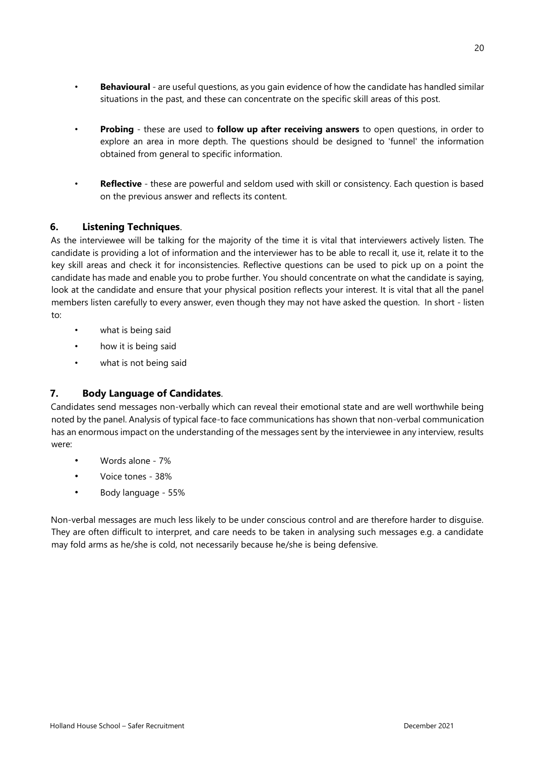- **Behavioural** - are useful questions, as you gain evidence of how the candidate has handled similar situations in the past, and these can concentrate on the specific skill areas of this post.

- **Probing** - these are used to **follow up after receiving answers** to open questions, in order to explore an area in more depth. The questions should be designed to 'funnel' the information obtained from general to specific information.

- **Reflective** - these are powerful and seldom used with skill or consistency. Each question is based on the previous answer and reflects its content.

## 6. Listening Techniques.

As the interviewee will be talking for the majority of the time it is vital that interviewers actively listen. The candidate is providing a lot of information and the interviewer has to be able to recall it, use it, relate it to the key skill areas and check it for inconsistencies. Reflective questions can be used to pick up on a point the candidate has made and enable you to probe further. You should concentrate on what the candidate is saying, look at the candidate and ensure that your physical position reflects your interest. It is vital that all the panel members listen carefully to every answer, even though they may not have asked the question. In short - listen to:

- what is being said
- how it is being said
- what is not being said

## 7. Body Language of Candidates.

Candidates send messages non-verbally which can reveal their emotional state and are well worthwhile being noted by the panel. Analysis of typical face-to face communications has shown that non-verbal communication has an enormous impact on the understanding of the messages sent by the interviewee in any interview, results were:

- Words alone - 7%
- Voice tones - 38%
- Body language - 55%

Non-verbal messages are much less likely to be under conscious control and are therefore harder to disguise. They are often difficult to interpret, and care needs to be taken in analysing such messages e.g. a candidate may fold arms as he/she is cold, not necessarily because he/she is being defensive.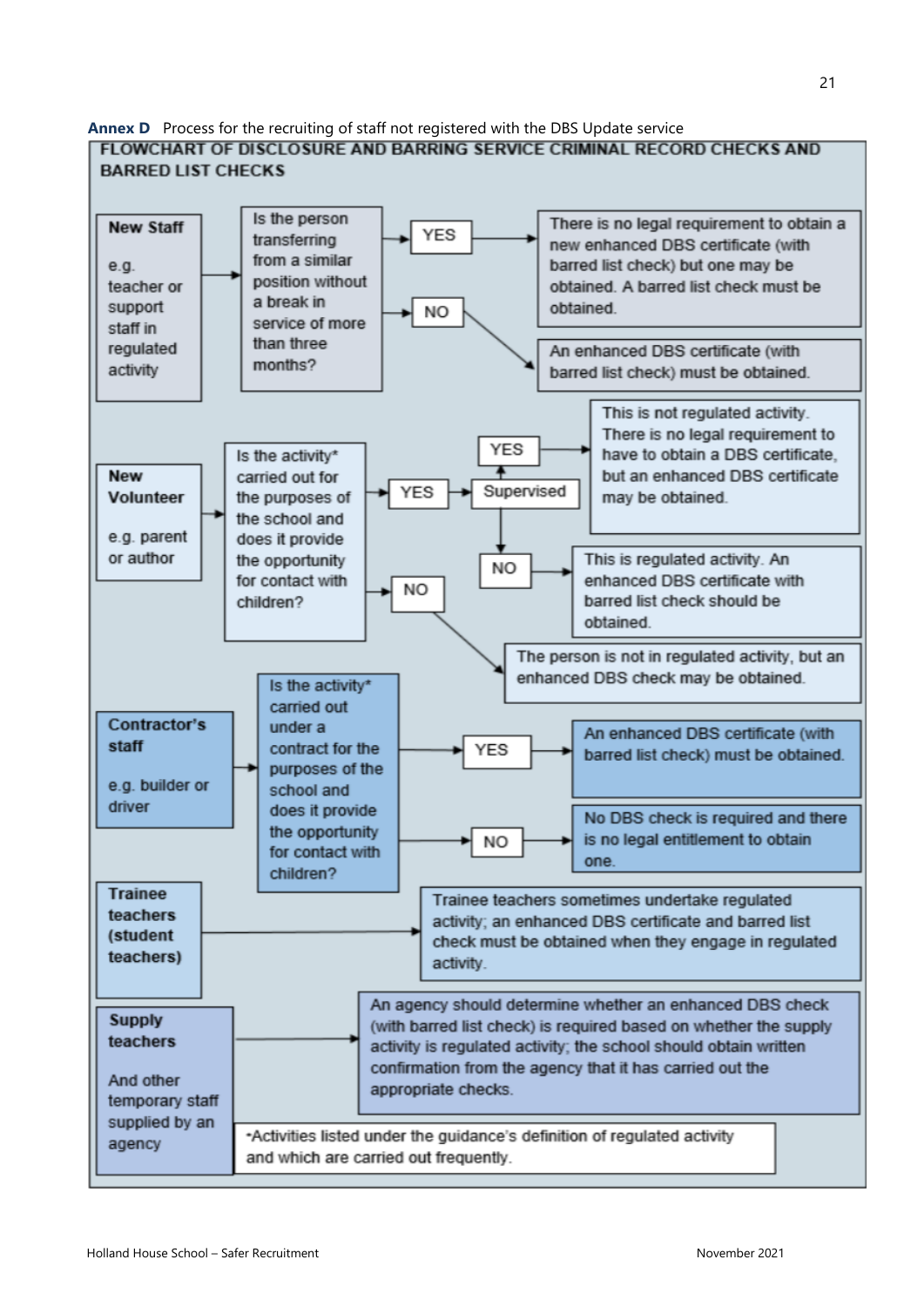**Annex D** Process for the recruiting of staff not registered with the DBS Update service

**FLOWCHART OF DISCLOSURE AND BARRING SERVICE CRIMINAL RECORD CHECKS AND BARRED LIST CHECKS**

**New Staff**

e.g. teacher or support staff in regulated activity

Is the person transferring from a similar position without a break in service of more than three months?

YES

There is no legal requirement to obtain a new enhanced DBS certificate (with barred list check) but one may be obtained. A barred list check must be obtained.

NO

An enhanced DBS certificate (with barred list check) must be obtained.

**New Volunteer**

e.g. parent or author

Is the activity* carried out for the purposes of the school and does it provide the opportunity for contact with children?

YES

Supervised

YES

This is not regulated activity. There is no legal requirement to have to obtain a DBS certificate, but an enhanced DBS certificate may be obtained.

NO

This is regulated activity. An enhanced DBS certificate with barred list check should be obtained.

NO

The person is not in regulated activity, but an enhanced DBS check may be obtained.

**Contractor's staff**

e.g. builder or driver

Is the activity* carried out under a contract for the purposes of the school and does it provide the opportunity for contact with children?

YES

An enhanced DBS certificate (with barred list check) must be obtained.

NO

No DBS check is required and there is no legal entitlement to obtain one.

**Trainee teachers (student teachers)**

Trainee teachers sometimes undertake regulated activity; an enhanced DBS certificate and barred list check must be obtained when they engage in regulated activity.

**Supply teachers**

And other temporary staff supplied by an agency

An agency should determine whether an enhanced DBS check (with barred list check) is required based on whether the supply activity is regulated activity; the school should obtain written confirmation from the agency that it has carried out the appropriate checks.

*Activities listed under the guidance's definition of regulated activity and which are carried out frequently.